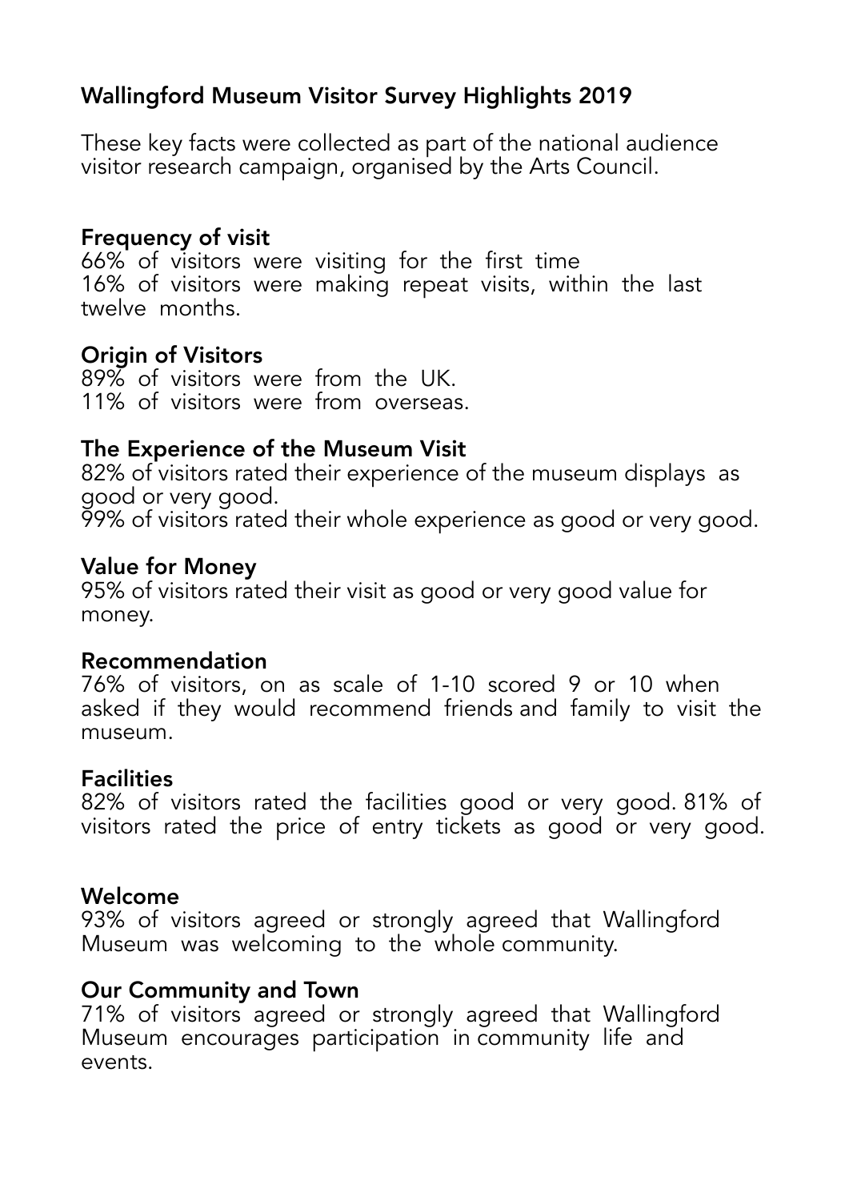# Wallingford Museum Visitor Survey Highlights 2019

These key facts were collected as part of the national audience visitor research campaign, organised by the Arts Council.

## Frequency of visit

66% of visitors were visiting for the first time
16% of visitors were making repeat visits, within the last twelve months.

## Origin of Visitors

89% of visitors were from the UK.
11% of visitors were from overseas.

## The Experience of the Museum Visit

82% of visitors rated their experience of the museum displays as good or very good.
99% of visitors rated their whole experience as good or very good.

## Value for Money

95% of visitors rated their visit as good or very good value for money.

## Recommendation

76% of visitors, on as scale of 1-10 scored 9 or 10 when asked if they would recommend friends and family to visit the museum.

## Facilities

82% of visitors rated the facilities good or very good. 81% of visitors rated the price of entry tickets as good or very good.

## Welcome

93% of visitors agreed or strongly agreed that Wallingford Museum was welcoming to the whole community.

## Our Community and Town

71% of visitors agreed or strongly agreed that Wallingford Museum encourages participation in community life and events.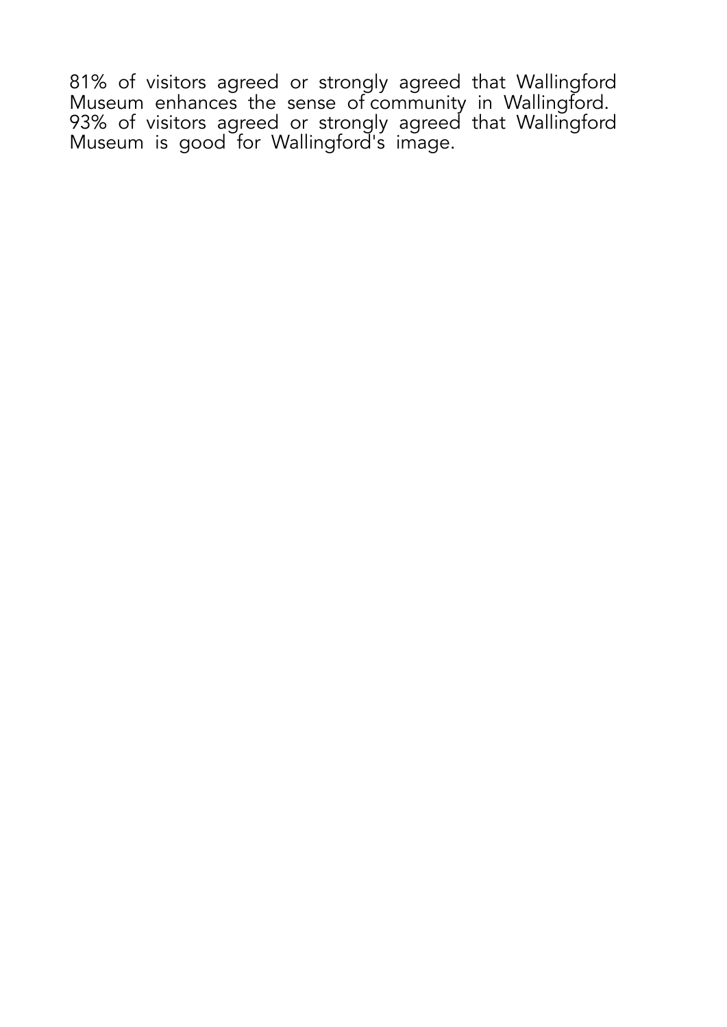81% of visitors agreed or strongly agreed that Wallingford Museum enhances the sense of community in Wallingford. 93% of visitors agreed or strongly agreed that Wallingford Museum is good for Wallingford's image.